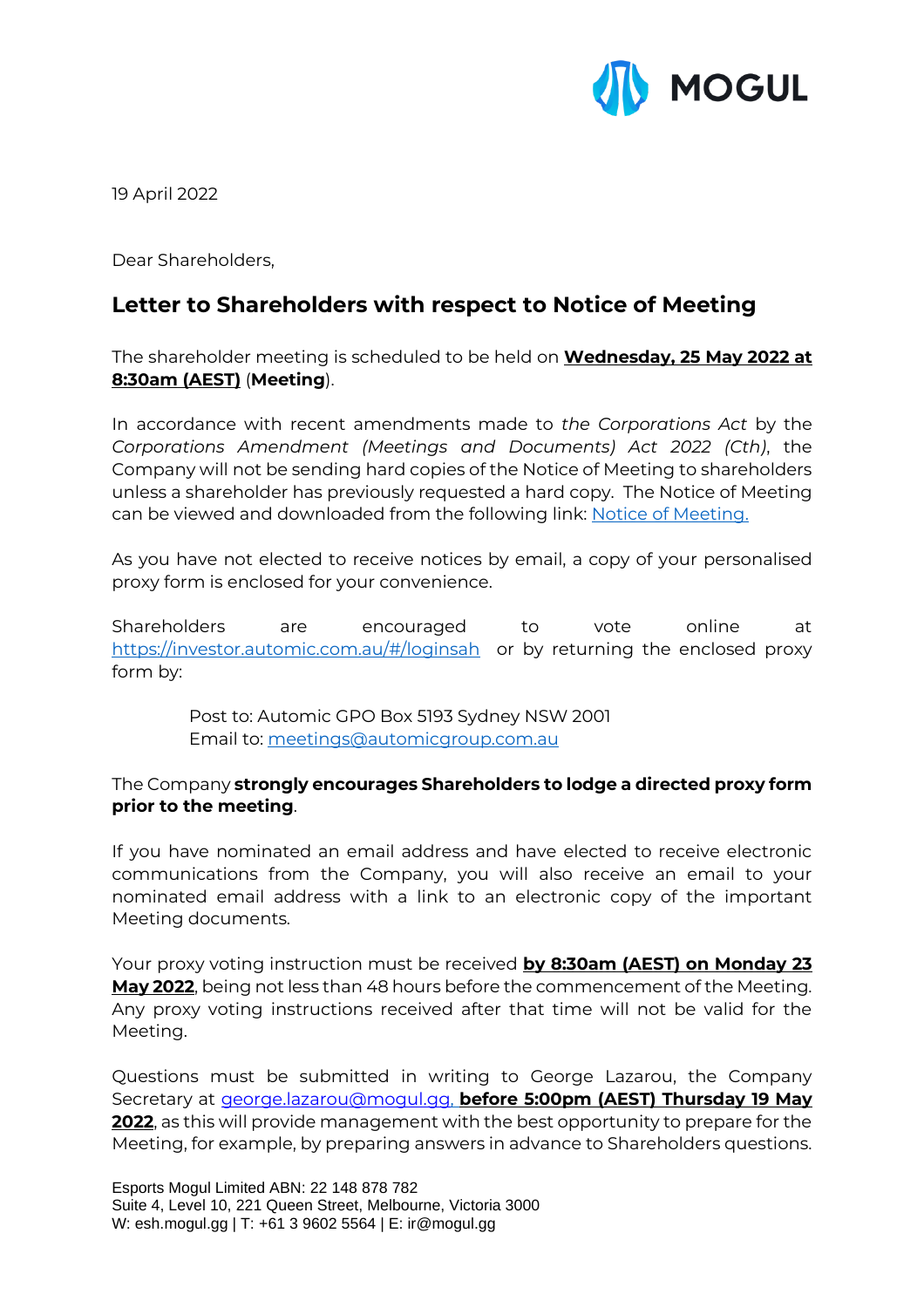MOGUL

19 April 2022

Dear Shareholders,

## Letter to Shareholders with respect to Notice of Meeting

The shareholder meeting is scheduled to be held on **Wednesday, 25 May 2022 at 8:30am (AEST)** (**Meeting**).

In accordance with recent amendments made to *the Corporations Act* by the *Corporations Amendment (Meetings and Documents) Act 2022 (Cth)*, the Company will not be sending hard copies of the Notice of Meeting to shareholders unless a shareholder has previously requested a hard copy. The Notice of Meeting can be viewed and downloaded from the following link: Notice of Meeting.

As you have not elected to receive notices by email, a copy of your personalised proxy form is enclosed for your convenience.

Shareholders are encouraged to vote online at https://investor.automic.com.au/#/loginsah or by returning the enclosed proxy form by:

> Post to: Automic GPO Box 5193 Sydney NSW 2001
> Email to: meetings@automicgroup.com.au

The Company **strongly encourages Shareholders to lodge a directed proxy form prior to the meeting**.

If you have nominated an email address and have elected to receive electronic communications from the Company, you will also receive an email to your nominated email address with a link to an electronic copy of the important Meeting documents.

Your proxy voting instruction must be received **by 8:30am (AEST) on Monday 23 May 2022**, being not less than 48 hours before the commencement of the Meeting. Any proxy voting instructions received after that time will not be valid for the Meeting.

Questions must be submitted in writing to George Lazarou, the Company Secretary at george.lazarou@mogul.gg, **before 5:00pm (AEST) Thursday 19 May 2022**, as this will provide management with the best opportunity to prepare for the Meeting, for example, by preparing answers in advance to Shareholders questions.

Esports Mogul Limited ABN: 22 148 878 782
Suite 4, Level 10, 221 Queen Street, Melbourne, Victoria 3000
W: esh.mogul.gg | T: +61 3 9602 5564 | E: ir@mogul.gg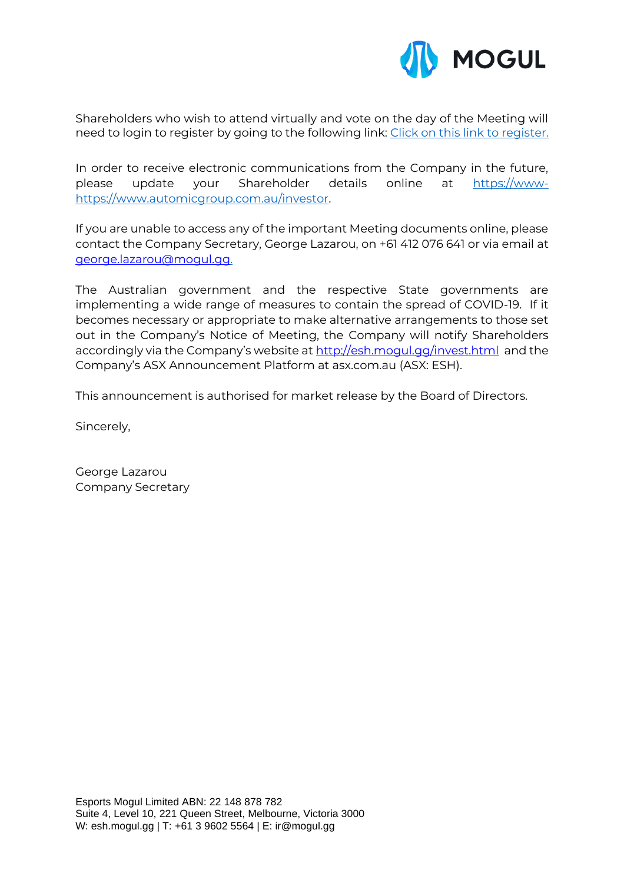Shareholders who wish to attend virtually and vote on the day of the Meeting will need to login to register by going to the following link: Click on this link to register.

In order to receive electronic communications from the Company in the future, please update your Shareholder details online at https://www-https://www.automicgroup.com.au/investor.

If you are unable to access any of the important Meeting documents online, please contact the Company Secretary, George Lazarou, on +61 412 076 641 or via email at george.lazarou@mogul.gg.

The Australian government and the respective State governments are implementing a wide range of measures to contain the spread of COVID-19. If it becomes necessary or appropriate to make alternative arrangements to those set out in the Company's Notice of Meeting, the Company will notify Shareholders accordingly via the Company's website at http://esh.mogul.gg/invest.html and the Company's ASX Announcement Platform at asx.com.au (ASX: ESH).

This announcement is authorised for market release by the Board of Directors.

Sincerely,

George Lazarou
Company Secretary

Esports Mogul Limited ABN: 22 148 878 782
Suite 4, Level 10, 221 Queen Street, Melbourne, Victoria 3000
W: esh.mogul.gg | T: +61 3 9602 5564 | E: ir@mogul.gg